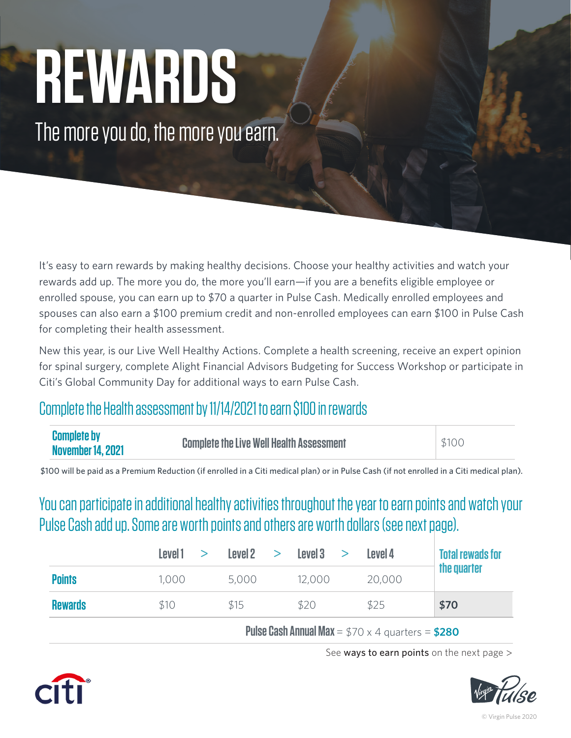# REWARDS

The more you do, the more you earn.

It's easy to earn rewards by making healthy decisions. Choose your healthy activities and watch your rewards add up. The more you do, the more you'll earn—if you are a benefits eligible employee or enrolled spouse, you can earn up to $70 a quarter in Pulse Cash. Medically enrolled employees and spouses can also earn a $100 premium credit and non-enrolled employees can earn $100 in Pulse Cash for completing their health assessment.

New this year, is our Live Well Healthy Actions. Complete a health screening, receive an expert opinion for spinal surgery, complete Alight Financial Advisors Budgeting for Success Workshop or participate in Citi's Global Community Day for additional ways to earn Pulse Cash.

## Complete the Health assessment by 11/14/2021 to earn $100 in rewards

| Complete by November 14, 2021 | Complete the Live Well Health Assessment | $100 |
|---|---|---|

$100 will be paid as a Premium Reduction (if enrolled in a Citi medical plan) or in Pulse Cash (if not enrolled in a Citi medical plan).

## You can participate in additional healthy activities throughout the year to earn points and watch your Pulse Cash add up. Some are worth points and others are worth dollars (see next page).

| | Level 1 > | Level 2 > | Level 3 > | Level 4 | Total rewads for the quarter |
|---|---|---|---|---|---|
| **Points** | 1,000 | 5,000 | 12,000 | 20,000 | |
| **Rewards** | $10 | $15 | $20 | $25 | **$70** |

**Pulse Cash Annual Max** = $70 x 4 quarters = **$280**

See **ways to earn points** on the next page >

© Virgin Pulse 2020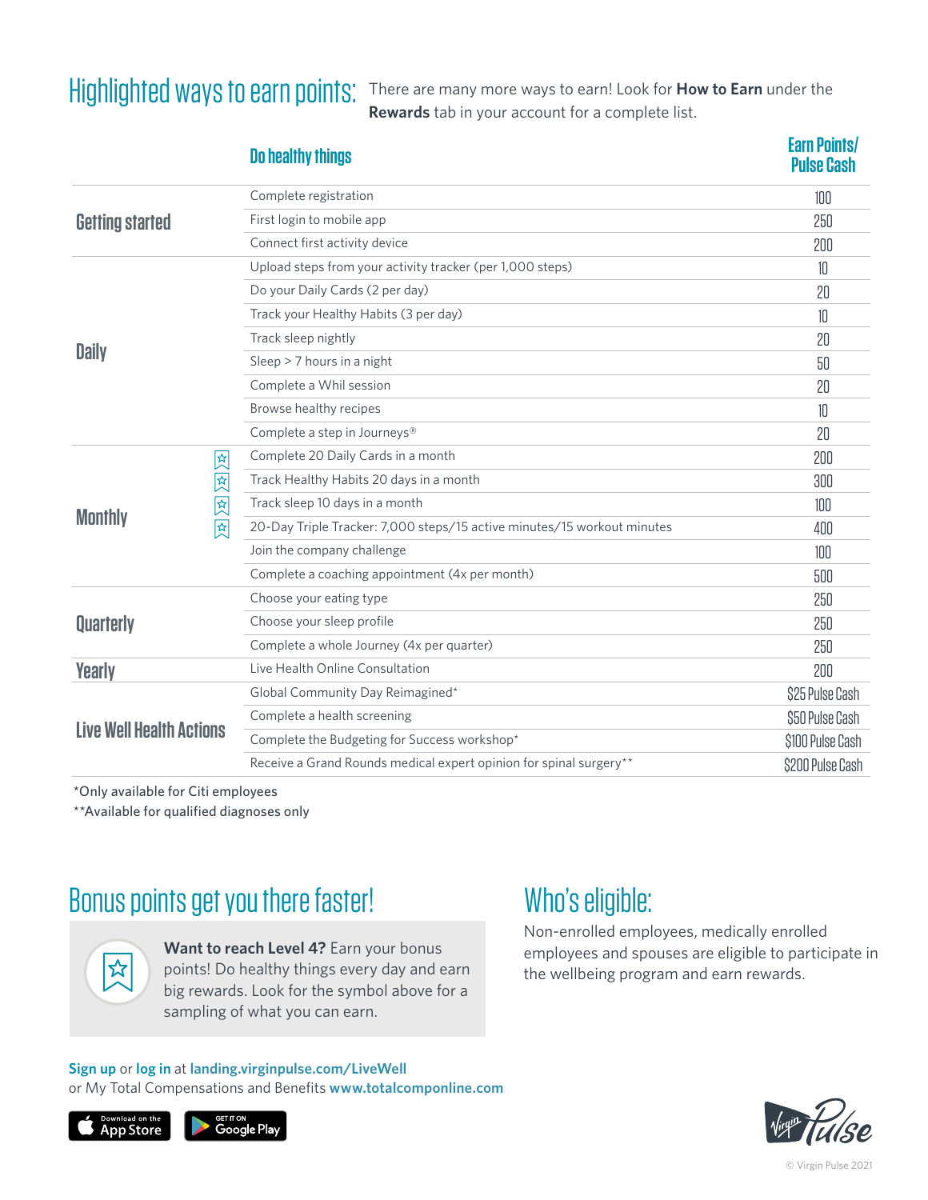## Highlighted ways to earn points:

There are many more ways to earn! Look for **How to Earn** under the **Rewards** tab in your account for a complete list.

| | Do healthy things | Earn Points/ Pulse Cash |
|---|---|---|
| **Getting started** | Complete registration | 100 |
| | First login to mobile app | 250 |
| | Connect first activity device | 200 |
| **Daily** | Upload steps from your activity tracker (per 1,000 steps) | 10 |
| | Do your Daily Cards (2 per day) | 20 |
| | Track your Healthy Habits (3 per day) | 10 |
| | Track sleep nightly | 20 |
| | Sleep > 7 hours in a night | 50 |
| | Complete a Whil session | 20 |
| | Browse healthy recipes | 10 |
| | Complete a step in Journeys® | 20 |
| **Monthly** | ☆ Complete 20 Daily Cards in a month | 200 |
| | ☆ Track Healthy Habits 20 days in a month | 300 |
| | ☆ Track sleep 10 days in a month | 100 |
| | ☆ 20-Day Triple Tracker: 7,000 steps/15 active minutes/15 workout minutes | 400 |
| | Join the company challenge | 100 |
| | Complete a coaching appointment (4x per month) | 500 |
| **Quarterly** | Choose your eating type | 250 |
| | Choose your sleep profile | 250 |
| | Complete a whole Journey (4x per quarter) | 250 |
| **Yearly** | Live Health Online Consultation | 200 |
| **Live Well Health Actions** | Global Community Day Reimagined* | $25 Pulse Cash |
| | Complete a health screening | $50 Pulse Cash |
| | Complete the Budgeting for Success workshop* | $100 Pulse Cash |
| | Receive a Grand Rounds medical expert opinion for spinal surgery** | $200 Pulse Cash |

*Only available for Citi employees

**Available for qualified diagnoses only

## Bonus points get you there faster!

**Want to reach Level 4?** Earn your bonus points! Do healthy things every day and earn big rewards. Look for the symbol above for a sampling of what you can earn.

## Who's eligible:

Non-enrolled employees, medically enrolled employees and spouses are eligible to participate in the wellbeing program and earn rewards.

**Sign up** or **log in** at **landing.virginpulse.com/LiveWell**
or My Total Compensations and Benefits **www.totalcomponline.com**

Download on the App Store | GET IT ON Google Play

Virgin Pulse

© Virgin Pulse 2021